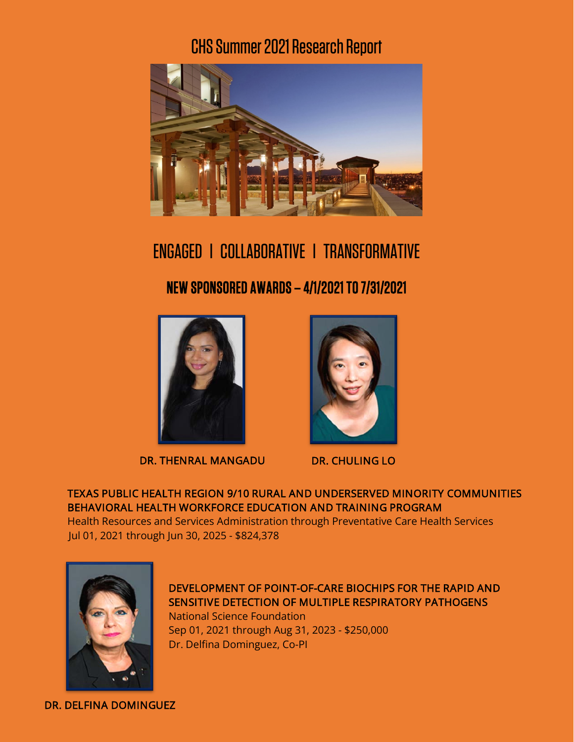# CHS Summer 2021 Research Report

## ENGAGED | COLLABORATIVE | TRANSFORMATIVE

### NEW SPONSORED AWARDS – 4/1/2021 TO 7/31/2021

DR. THENRAL MANGADU

DR. CHULING LO

**TEXAS PUBLIC HEALTH REGION 9/10 RURAL AND UNDERSERVED MINORITY COMMUNITIES BEHAVIORAL HEALTH WORKFORCE EDUCATION AND TRAINING PROGRAM**

Health Resources and Services Administration through Preventative Care Health Services
Jul 01, 2021 through Jun 30, 2025 - $824,378

**DEVELOPMENT OF POINT-OF-CARE BIOCHIPS FOR THE RAPID AND SENSITIVE DETECTION OF MULTIPLE RESPIRATORY PATHOGENS**

National Science Foundation
Sep 01, 2021 through Aug 31, 2023 - $250,000
Dr. Delfina Dominguez, Co-PI

DR. DELFINA DOMINGUEZ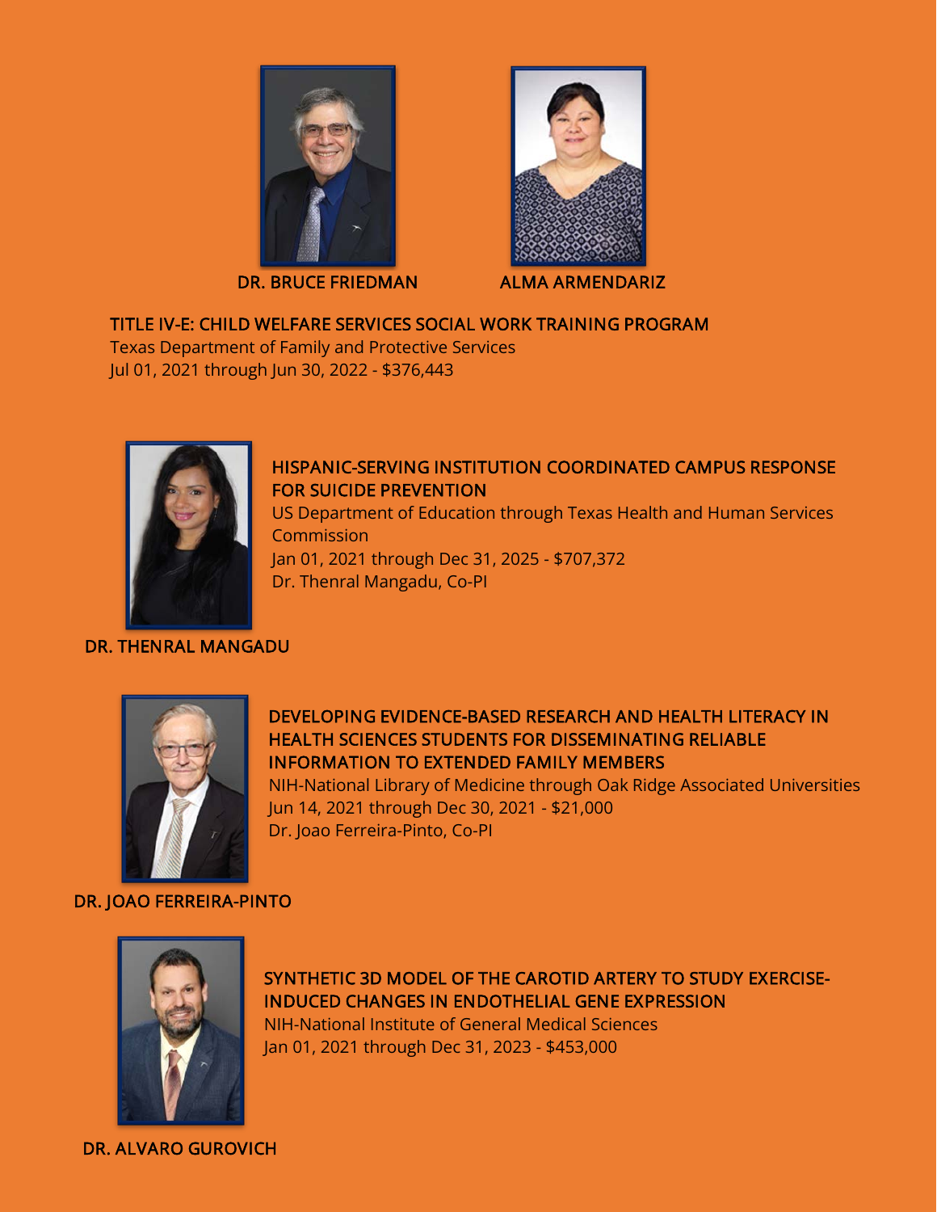DR. BRUCE FRIEDMAN

ALMA ARMENDARIZ

**TITLE IV-E: CHILD WELFARE SERVICES SOCIAL WORK TRAINING PROGRAM**
Texas Department of Family and Protective Services
Jul 01, 2021 through Jun 30, 2022 - $376,443

**HISPANIC-SERVING INSTITUTION COORDINATED CAMPUS RESPONSE FOR SUICIDE PREVENTION**
US Department of Education through Texas Health and Human Services Commission
Jan 01, 2021 through Dec 31, 2025 - $707,372
Dr. Thenral Mangadu, Co-PI

DR. THENRAL MANGADU

**DEVELOPING EVIDENCE-BASED RESEARCH AND HEALTH LITERACY IN HEALTH SCIENCES STUDENTS FOR DISSEMINATING RELIABLE INFORMATION TO EXTENDED FAMILY MEMBERS**
NIH-National Library of Medicine through Oak Ridge Associated Universities
Jun 14, 2021 through Dec 30, 2021 - $21,000
Dr. Joao Ferreira-Pinto, Co-PI

DR. JOAO FERREIRA-PINTO

**SYNTHETIC 3D MODEL OF THE CAROTID ARTERY TO STUDY EXERCISE-INDUCED CHANGES IN ENDOTHELIAL GENE EXPRESSION**
NIH-National Institute of General Medical Sciences
Jan 01, 2021 through Dec 31, 2023 - $453,000

DR. ALVARO GUROVICH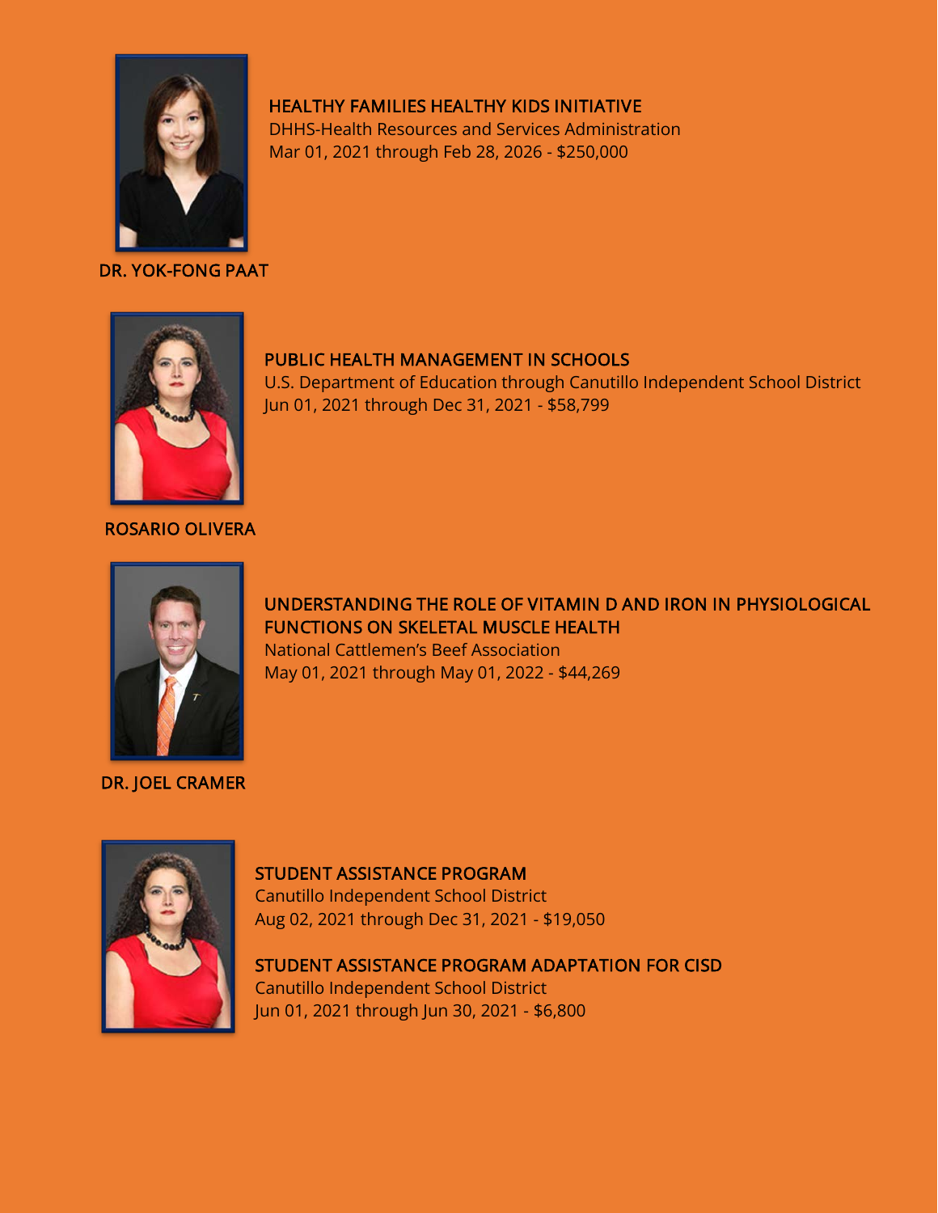**HEALTHY FAMILIES HEALTHY KIDS INITIATIVE**
DHHS-Health Resources and Services Administration
Mar 01, 2021 through Feb 28, 2026 - $250,000

DR. YOK-FONG PAAT

**PUBLIC HEALTH MANAGEMENT IN SCHOOLS**
U.S. Department of Education through Canutillo Independent School District
Jun 01, 2021 through Dec 31, 2021 - $58,799

ROSARIO OLIVERA

**UNDERSTANDING THE ROLE OF VITAMIN D AND IRON IN PHYSIOLOGICAL FUNCTIONS ON SKELETAL MUSCLE HEALTH**
National Cattlemen's Beef Association
May 01, 2021 through May 01, 2022 - $44,269

DR. JOEL CRAMER

**STUDENT ASSISTANCE PROGRAM**
Canutillo Independent School District
Aug 02, 2021 through Dec 31, 2021 - $19,050

**STUDENT ASSISTANCE PROGRAM ADAPTATION FOR CISD**
Canutillo Independent School District
Jun 01, 2021 through Jun 30, 2021 - $6,800